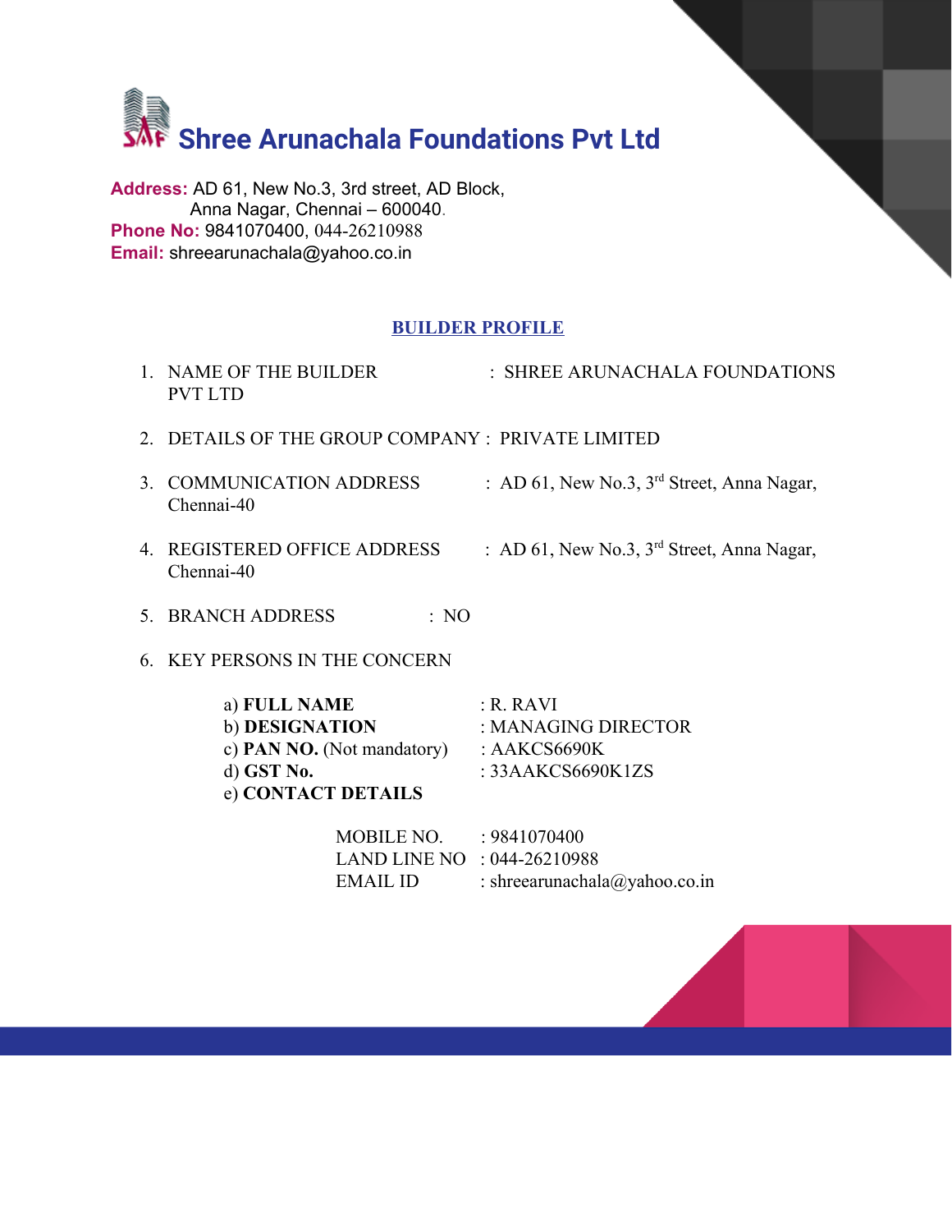# Shree Arunachala Foundations Pvt Ltd

**Address:** AD 61, New No.3, 3rd street, AD Block,
Anna Nagar, Chennai – 600040.
**Phone No:** 9841070400, 044-26210988
**Email:** shreearunachala@yahoo.co.in

## BUILDER PROFILE

1. NAME OF THE BUILDER : SHREE ARUNACHALA FOUNDATIONS PVT LTD
2. DETAILS OF THE GROUP COMPANY : PRIVATE LIMITED
3. COMMUNICATION ADDRESS : AD 61, New No.3, 3rd Street, Anna Nagar, Chennai-40
4. REGISTERED OFFICE ADDRESS : AD 61, New No.3, 3rd Street, Anna Nagar, Chennai-40
5. BRANCH ADDRESS : NO
6. KEY PERSONS IN THE CONCERN

   a) **FULL NAME** : R. RAVI
   b) **DESIGNATION** : MANAGING DIRECTOR
   c) **PAN NO.** (Not mandatory) : AAKCS6690K
   d) **GST No.** : 33AAKCS6690K1ZS
   e) **CONTACT DETAILS**

   MOBILE NO. : 9841070400
   LAND LINE NO : 044-26210988
   EMAIL ID : shreearunachala@yahoo.co.in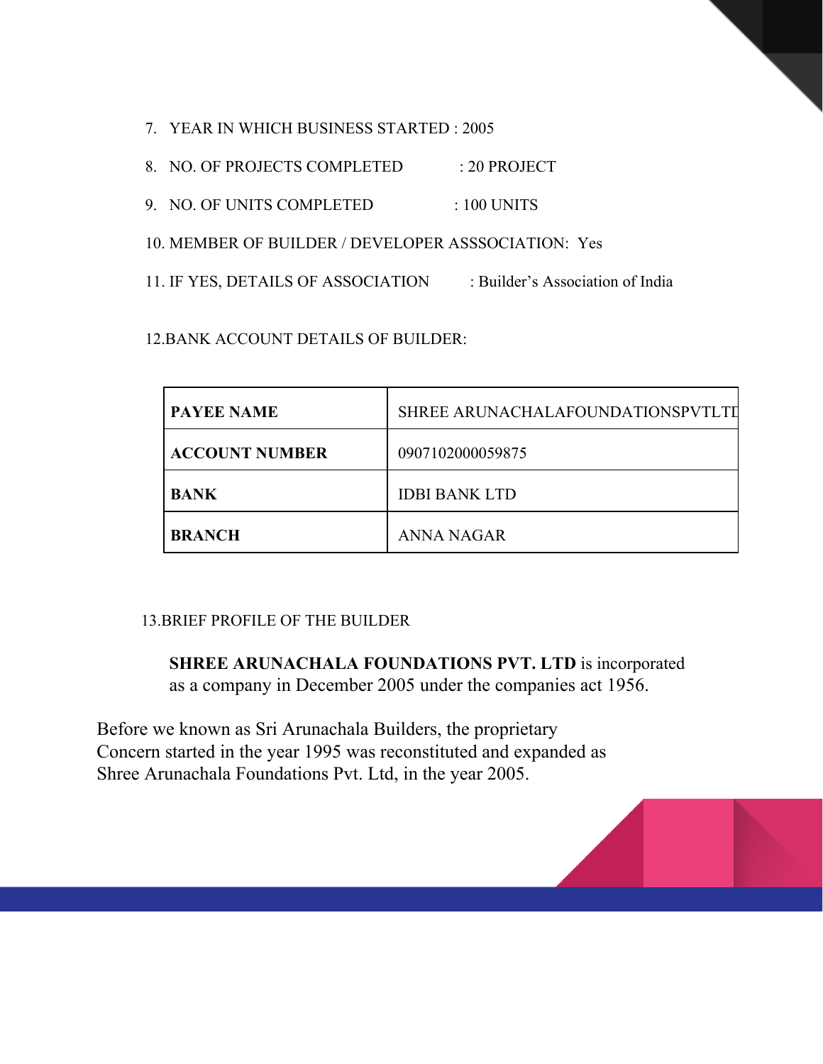7. YEAR IN WHICH BUSINESS STARTED : 2005

8. NO. OF PROJECTS COMPLETED : 20 PROJECT

9. NO. OF UNITS COMPLETED : 100 UNITS

10. MEMBER OF BUILDER / DEVELOPER ASSSOCIATION: Yes

11. IF YES, DETAILS OF ASSOCIATION : Builder's Association of India

12. BANK ACCOUNT DETAILS OF BUILDER:

| | |
|---|---|
| **PAYEE NAME** | SHREE ARUNACHALAFOUNDATIONSPVTLTD |
| **ACCOUNT NUMBER** | 0907102000059875 |
| **BANK** | IDBI BANK LTD |
| **BRANCH** | ANNA NAGAR |

13. BRIEF PROFILE OF THE BUILDER

**SHREE ARUNACHALA FOUNDATIONS PVT. LTD** is incorporated as a company in December 2005 under the companies act 1956.

Before we known as Sri Arunachala Builders, the proprietary Concern started in the year 1995 was reconstituted and expanded as Shree Arunachala Foundations Pvt. Ltd, in the year 2005.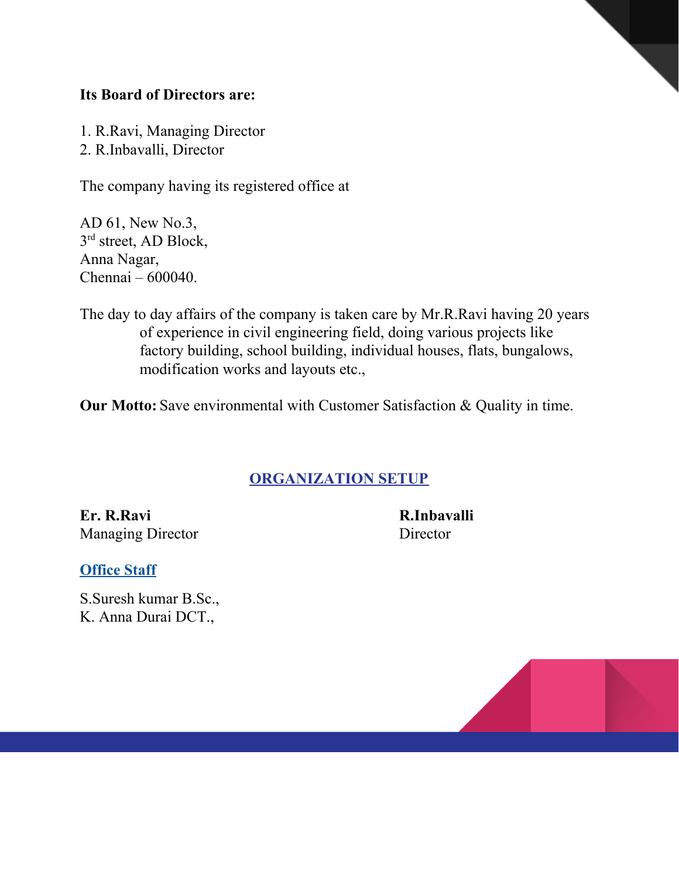**Its Board of Directors are:**

1. R.Ravi, Managing Director
2. R.Inbavalli, Director

The company having its registered office at

AD 61, New No.3,
3rd street, AD Block,
Anna Nagar,
Chennai – 600040.

The day to day affairs of the company is taken care by Mr.R.Ravi having 20 years of experience in civil engineering field, doing various projects like factory building, school building, individual houses, flats, bungalows, modification works and layouts etc.,

**Our Motto:** Save environmental with Customer Satisfaction & Quality in time.

## ORGANIZATION SETUP

**Er. R.Ravi**
Managing Director

**R.Inbavalli**
Director

### Office Staff

S.Suresh kumar B.Sc.,
K. Anna Durai DCT.,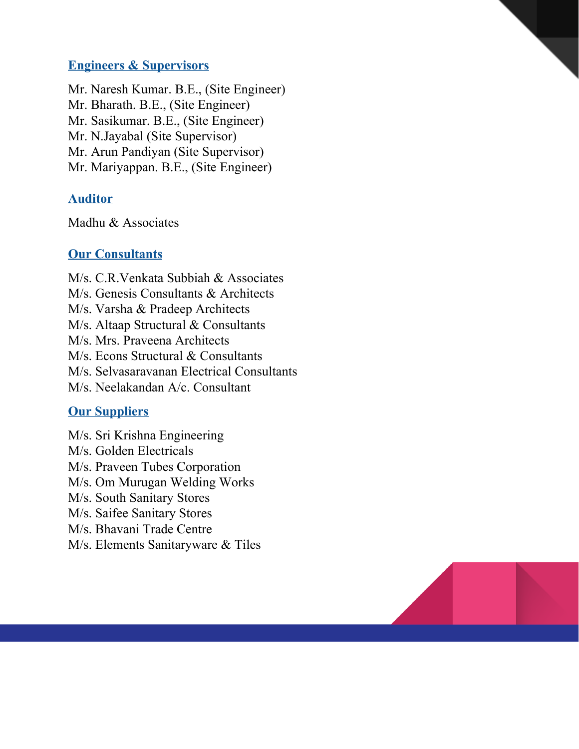## Engineers & Supervisors

Mr. Naresh Kumar. B.E., (Site Engineer)
Mr. Bharath. B.E., (Site Engineer)
Mr. Sasikumar. B.E., (Site Engineer)
Mr. N.Jayabal (Site Supervisor)
Mr. Arun Pandiyan (Site Supervisor)
Mr. Mariyappan. B.E., (Site Engineer)

## Auditor

Madhu & Associates

## Our Consultants

M/s. C.R.Venkata Subbiah & Associates
M/s. Genesis Consultants & Architects
M/s. Varsha & Pradeep Architects
M/s. Altaap Structural & Consultants
M/s. Mrs. Praveena Architects
M/s. Econs Structural & Consultants
M/s. Selvasaravanan Electrical Consultants
M/s. Neelakandan A/c. Consultant

## Our Suppliers

M/s. Sri Krishna Engineering
M/s. Golden Electricals
M/s. Praveen Tubes Corporation
M/s. Om Murugan Welding Works
M/s. South Sanitary Stores
M/s. Saifee Sanitary Stores
M/s. Bhavani Trade Centre
M/s. Elements Sanitaryware & Tiles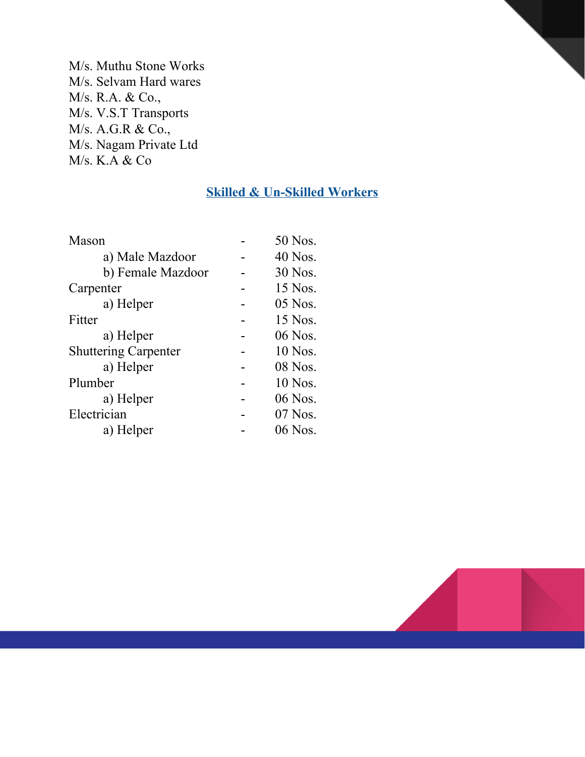M/s. Muthu Stone Works
M/s. Selvam Hard wares
M/s. R.A. & Co.,
M/s. V.S.T Transports
M/s. A.G.R & Co.,
M/s. Nagam Private Ltd
M/s. K.A & Co

## Skilled & Un-Skilled Workers

| | | |
|---|---|---|
| Mason | - | 50 Nos. |
| a) Male Mazdoor | - | 40 Nos. |
| b) Female Mazdoor | - | 30 Nos. |
| Carpenter | - | 15 Nos. |
| a) Helper | - | 05 Nos. |
| Fitter | - | 15 Nos. |
| a) Helper | - | 06 Nos. |
| Shuttering Carpenter | - | 10 Nos. |
| a) Helper | - | 08 Nos. |
| Plumber | - | 10 Nos. |
| a) Helper | - | 06 Nos. |
| Electrician | - | 07 Nos. |
| a) Helper | - | 06 Nos. |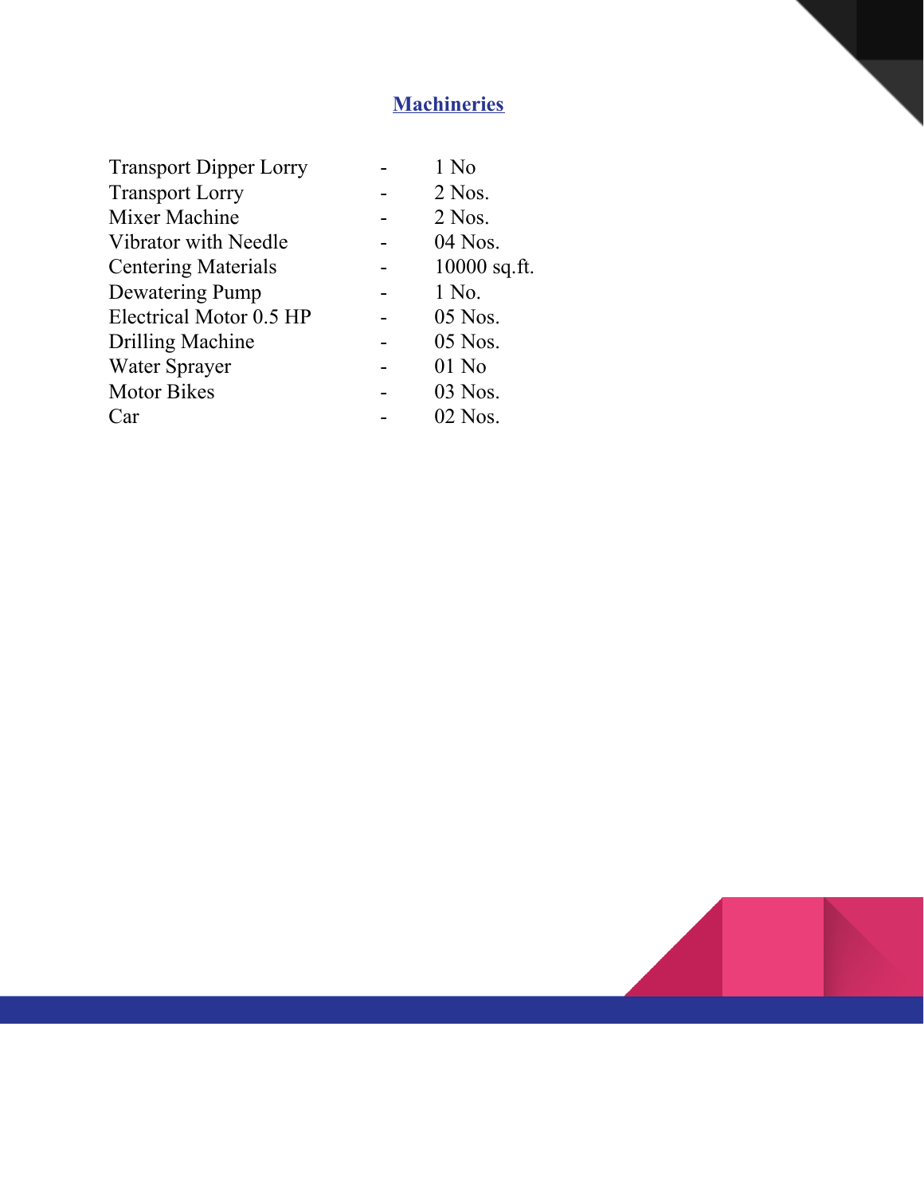## Machineries

| | | |
|---|---|---|
| Transport Dipper Lorry | - | 1 No |
| Transport Lorry | - | 2 Nos. |
| Mixer Machine | - | 2 Nos. |
| Vibrator with Needle | - | 04 Nos. |
| Centering Materials | - | 10000 sq.ft. |
| Dewatering Pump | - | 1 No. |
| Electrical Motor 0.5 HP | - | 05 Nos. |
| Drilling Machine | - | 05 Nos. |
| Water Sprayer | - | 01 No |
| Motor Bikes | - | 03 Nos. |
| Car | - | 02 Nos. |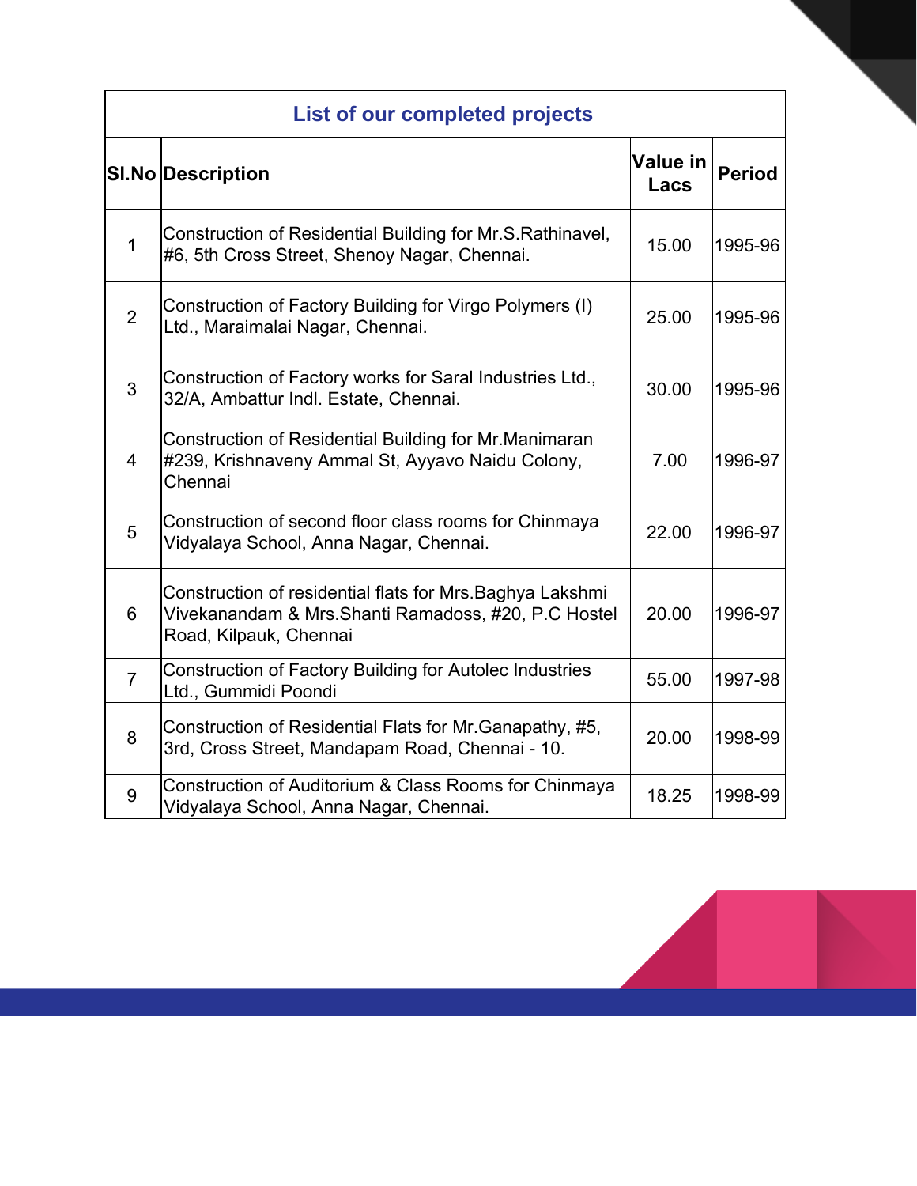## List of our completed projects

| Sl.No | Description | Value in Lacs | Period |
|---|---|---|---|
| 1 | Construction of Residential Building for Mr.S.Rathinavel, #6, 5th Cross Street, Shenoy Nagar, Chennai. | 15.00 | 1995-96 |
| 2 | Construction of Factory Building for Virgo Polymers (I) Ltd., Maraimalai Nagar, Chennai. | 25.00 | 1995-96 |
| 3 | Construction of Factory works for Saral Industries Ltd., 32/A, Ambattur Indl. Estate, Chennai. | 30.00 | 1995-96 |
| 4 | Construction of Residential Building for Mr.Manimaran #239, Krishnaveny Ammal St, Ayyavo Naidu Colony, Chennai | 7.00 | 1996-97 |
| 5 | Construction of second floor class rooms for Chinmaya Vidyalaya School, Anna Nagar, Chennai. | 22.00 | 1996-97 |
| 6 | Construction of residential flats for Mrs.Baghya Lakshmi Vivekanandam & Mrs.Shanti Ramadoss, #20, P.C Hostel Road, Kilpauk, Chennai | 20.00 | 1996-97 |
| 7 | Construction of Factory Building for Autolec Industries Ltd., Gummidi Poondi | 55.00 | 1997-98 |
| 8 | Construction of Residential Flats for Mr.Ganapathy, #5, 3rd, Cross Street, Mandapam Road, Chennai - 10. | 20.00 | 1998-99 |
| 9 | Construction of Auditorium & Class Rooms for Chinmaya Vidyalaya School, Anna Nagar, Chennai. | 18.25 | 1998-99 |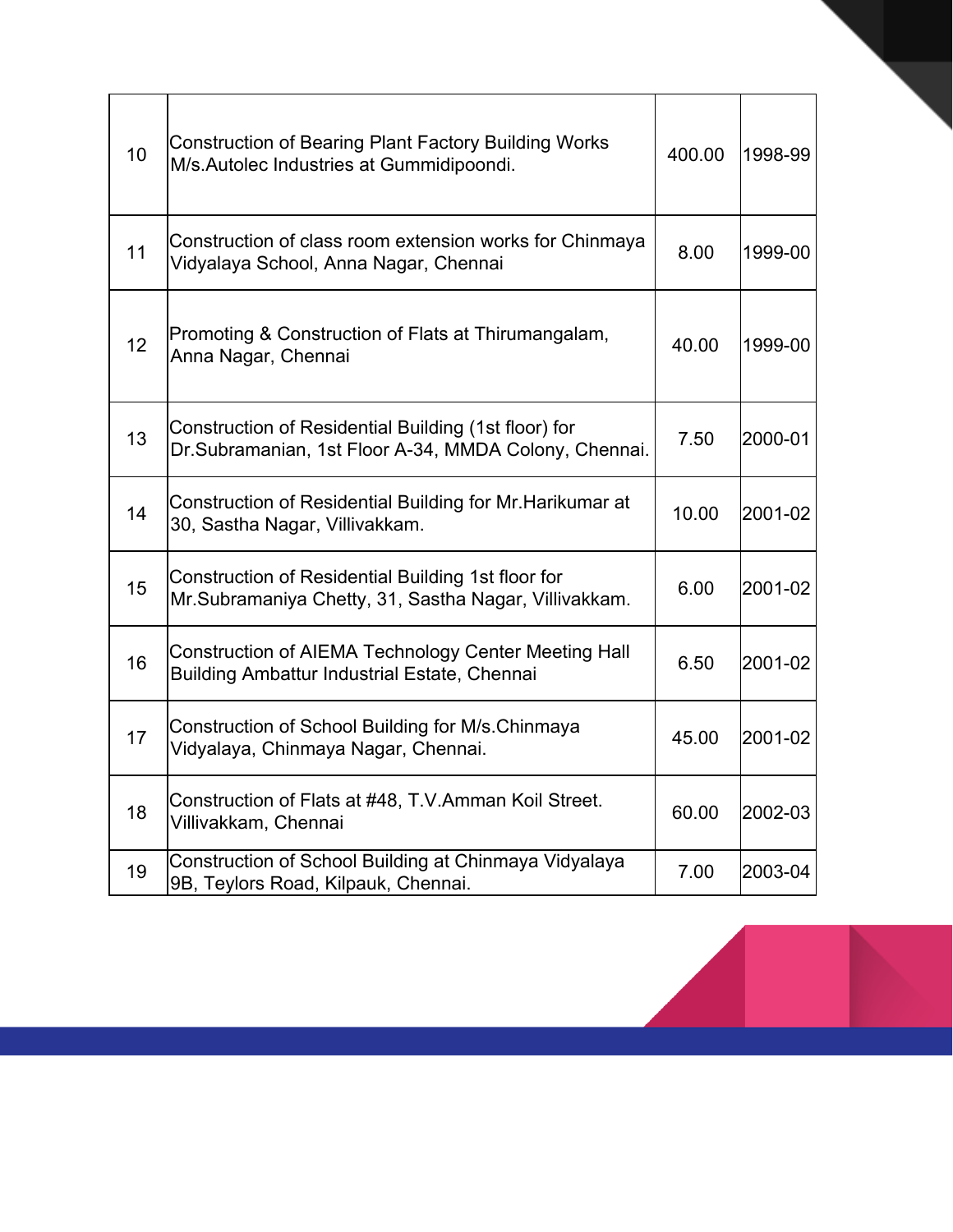| | | | |
|---|---|---|---|
| 10 | Construction of Bearing Plant Factory Building Works M/s.Autolec Industries at Gummidipoondi. | 400.00 | 1998-99 |
| 11 | Construction of class room extension works for Chinmaya Vidyalaya School, Anna Nagar, Chennai | 8.00 | 1999-00 |
| 12 | Promoting & Construction of Flats at Thirumangalam, Anna Nagar, Chennai | 40.00 | 1999-00 |
| 13 | Construction of Residential Building (1st floor) for Dr.Subramanian, 1st Floor A-34, MMDA Colony, Chennai. | 7.50 | 2000-01 |
| 14 | Construction of Residential Building for Mr.Harikumar at 30, Sastha Nagar, Villivakkam. | 10.00 | 2001-02 |
| 15 | Construction of Residential Building 1st floor for Mr.Subramaniya Chetty, 31, Sastha Nagar, Villivakkam. | 6.00 | 2001-02 |
| 16 | Construction of AIEMA Technology Center Meeting Hall Building Ambattur Industrial Estate, Chennai | 6.50 | 2001-02 |
| 17 | Construction of School Building for M/s.Chinmaya Vidyalaya, Chinmaya Nagar, Chennai. | 45.00 | 2001-02 |
| 18 | Construction of Flats at #48, T.V.Amman Koil Street. Villivakkam, Chennai | 60.00 | 2002-03 |
| 19 | Construction of School Building at Chinmaya Vidyalaya 9B, Teylors Road, Kilpauk, Chennai. | 7.00 | 2003-04 |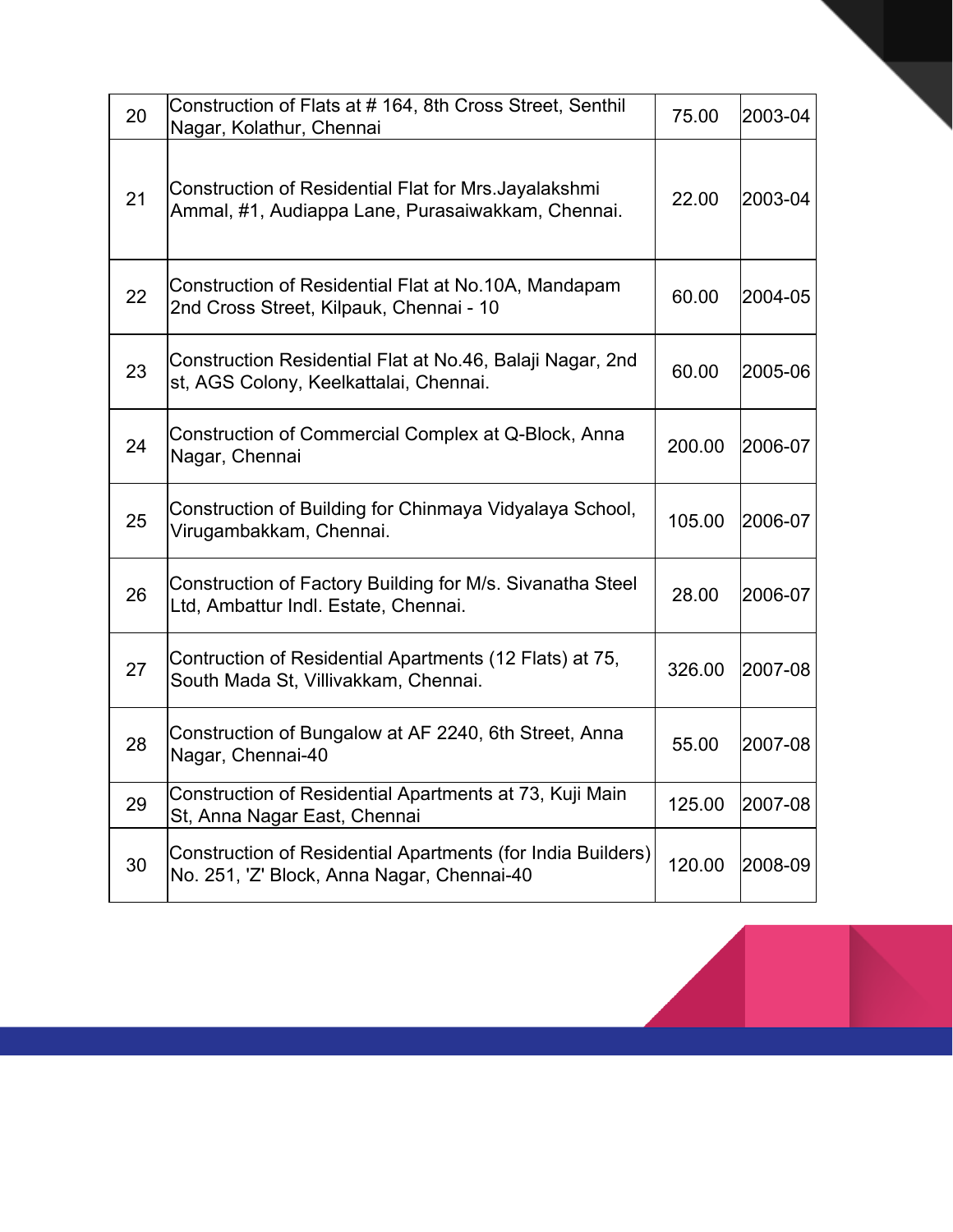| | | | |
|---|---|---|---|
| 20 | Construction of Flats at # 164, 8th Cross Street, Senthil Nagar, Kolathur, Chennai | 75.00 | 2003-04 |
| 21 | Construction of Residential Flat for Mrs.Jayalakshmi Ammal, #1, Audiappa Lane, Purasaiwakkam, Chennai. | 22.00 | 2003-04 |
| 22 | Construction of Residential Flat at No.10A, Mandapam 2nd Cross Street, Kilpauk, Chennai - 10 | 60.00 | 2004-05 |
| 23 | Construction Residential Flat at No.46, Balaji Nagar, 2nd st, AGS Colony, Keelkattalai, Chennai. | 60.00 | 2005-06 |
| 24 | Construction of Commercial Complex at Q-Block, Anna Nagar, Chennai | 200.00 | 2006-07 |
| 25 | Construction of Building for Chinmaya Vidyalaya School, Virugambakkam, Chennai. | 105.00 | 2006-07 |
| 26 | Construction of Factory Building for M/s. Sivanatha Steel Ltd, Ambattur Indl. Estate, Chennai. | 28.00 | 2006-07 |
| 27 | Contruction of Residential Apartments (12 Flats) at 75, South Mada St, Villivakkam, Chennai. | 326.00 | 2007-08 |
| 28 | Construction of Bungalow at AF 2240, 6th Street, Anna Nagar, Chennai-40 | 55.00 | 2007-08 |
| 29 | Construction of Residential Apartments at 73, Kuji Main St, Anna Nagar East, Chennai | 125.00 | 2007-08 |
| 30 | Construction of Residential Apartments (for India Builders) No. 251, 'Z' Block, Anna Nagar, Chennai-40 | 120.00 | 2008-09 |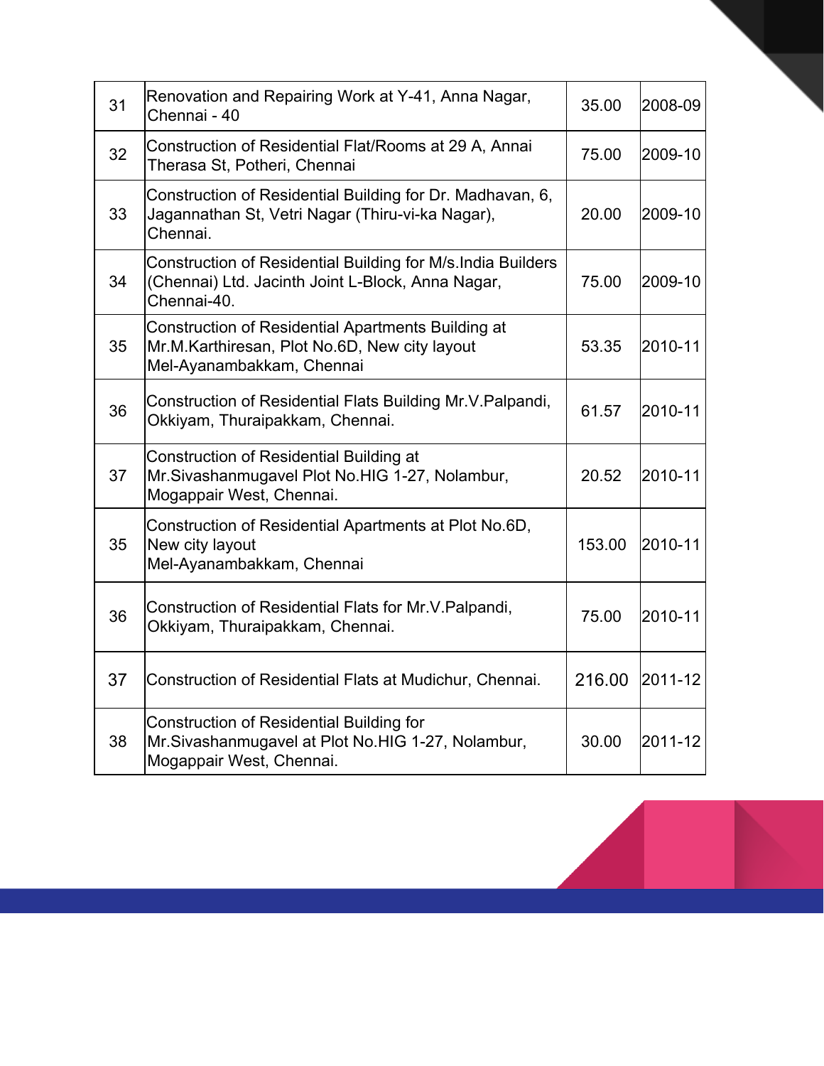| | | | |
|---|---|---|---|
| 31 | Renovation and Repairing Work at Y-41, Anna Nagar, Chennai - 40 | 35.00 | 2008-09 |
| 32 | Construction of Residential Flat/Rooms at 29 A, Annai Therasa St, Potheri, Chennai | 75.00 | 2009-10 |
| 33 | Construction of Residential Building for Dr. Madhavan, 6, Jagannathan St, Vetri Nagar (Thiru-vi-ka Nagar), Chennai. | 20.00 | 2009-10 |
| 34 | Construction of Residential Building for M/s.India Builders (Chennai) Ltd. Jacinth Joint L-Block, Anna Nagar, Chennai-40. | 75.00 | 2009-10 |
| 35 | Construction of Residential Apartments Building at Mr.M.Karthiresan, Plot No.6D, New city layout Mel-Ayanambakkam, Chennai | 53.35 | 2010-11 |
| 36 | Construction of Residential Flats Building Mr.V.Palpandi, Okkiyam, Thuraipakkam, Chennai. | 61.57 | 2010-11 |
| 37 | Construction of Residential Building at Mr.Sivashanmugavel Plot No.HIG 1-27, Nolambur, Mogappair West, Chennai. | 20.52 | 2010-11 |
| 35 | Construction of Residential Apartments at Plot No.6D, New city layout Mel-Ayanambakkam, Chennai | 153.00 | 2010-11 |
| 36 | Construction of Residential Flats for Mr.V.Palpandi, Okkiyam, Thuraipakkam, Chennai. | 75.00 | 2010-11 |
| 37 | Construction of Residential Flats at Mudichur, Chennai. | 216.00 | 2011-12 |
| 38 | Construction of Residential Building for Mr.Sivashanmugavel at Plot No.HIG 1-27, Nolambur, Mogappair West, Chennai. | 30.00 | 2011-12 |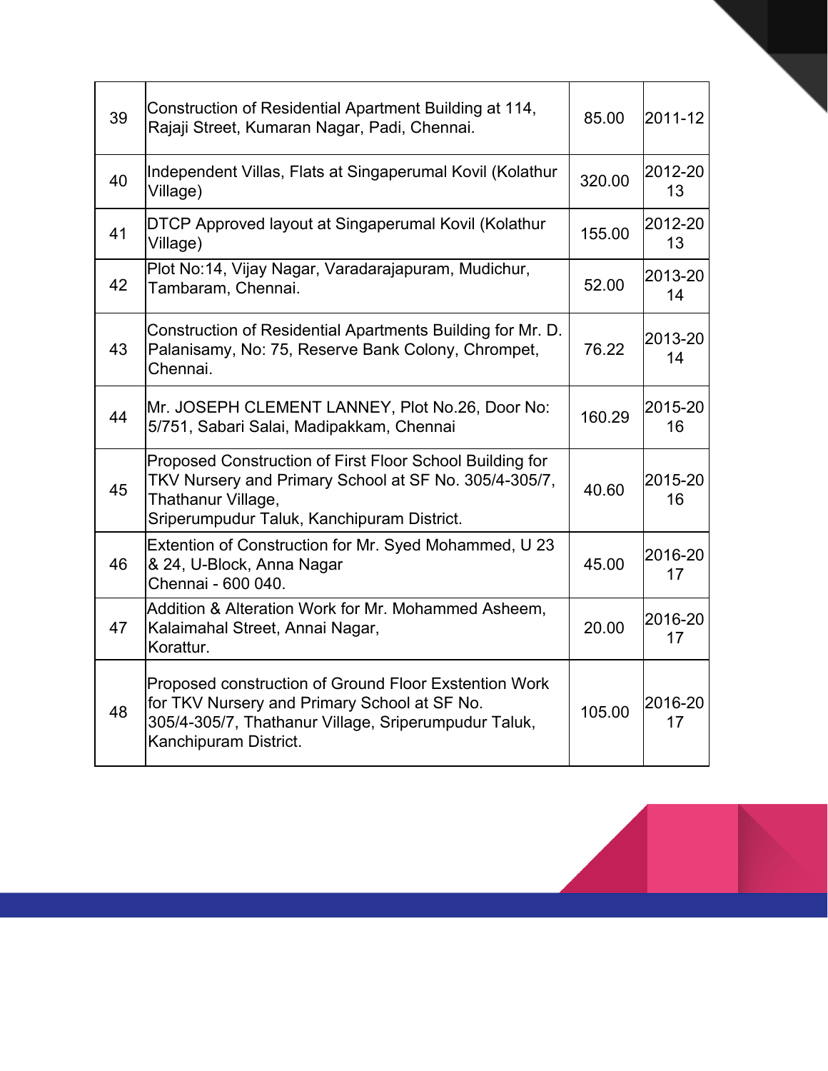| | | | |
|---|---|---|---|
| 39 | Construction of Residential Apartment Building at 114, Rajaji Street, Kumaran Nagar, Padi, Chennai. | 85.00 | 2011-12 |
| 40 | Independent Villas, Flats at Singaperumal Kovil (Kolathur Village) | 320.00 | 2012-2013 |
| 41 | DTCP Approved layout at Singaperumal Kovil (Kolathur Village) | 155.00 | 2012-2013 |
| 42 | Plot No:14, Vijay Nagar, Varadarajapuram, Mudichur, Tambaram, Chennai. | 52.00 | 2013-2014 |
| 43 | Construction of Residential Apartments Building for Mr. D. Palanisamy, No: 75, Reserve Bank Colony, Chrompet, Chennai. | 76.22 | 2013-2014 |
| 44 | Mr. JOSEPH CLEMENT LANNEY, Plot No.26, Door No: 5/751, Sabari Salai, Madipakkam, Chennai | 160.29 | 2015-2016 |
| 45 | Proposed Construction of First Floor School Building for TKV Nursery and Primary School at SF No. 305/4-305/7, Thathanur Village, Sriperumpudur Taluk, Kanchipuram District. | 40.60 | 2015-2016 |
| 46 | Extention of Construction for Mr. Syed Mohammed, U 23 & 24, U-Block, Anna Nagar Chennai - 600 040. | 45.00 | 2016-2017 |
| 47 | Addition & Alteration Work for Mr. Mohammed Asheem, Kalaimahal Street, Annai Nagar, Korattur. | 20.00 | 2016-2017 |
| 48 | Proposed construction of Ground Floor Exstention Work for TKV Nursery and Primary School at SF No. 305/4-305/7, Thathanur Village, Sriperumpudur Taluk, Kanchipuram District. | 105.00 | 2016-2017 |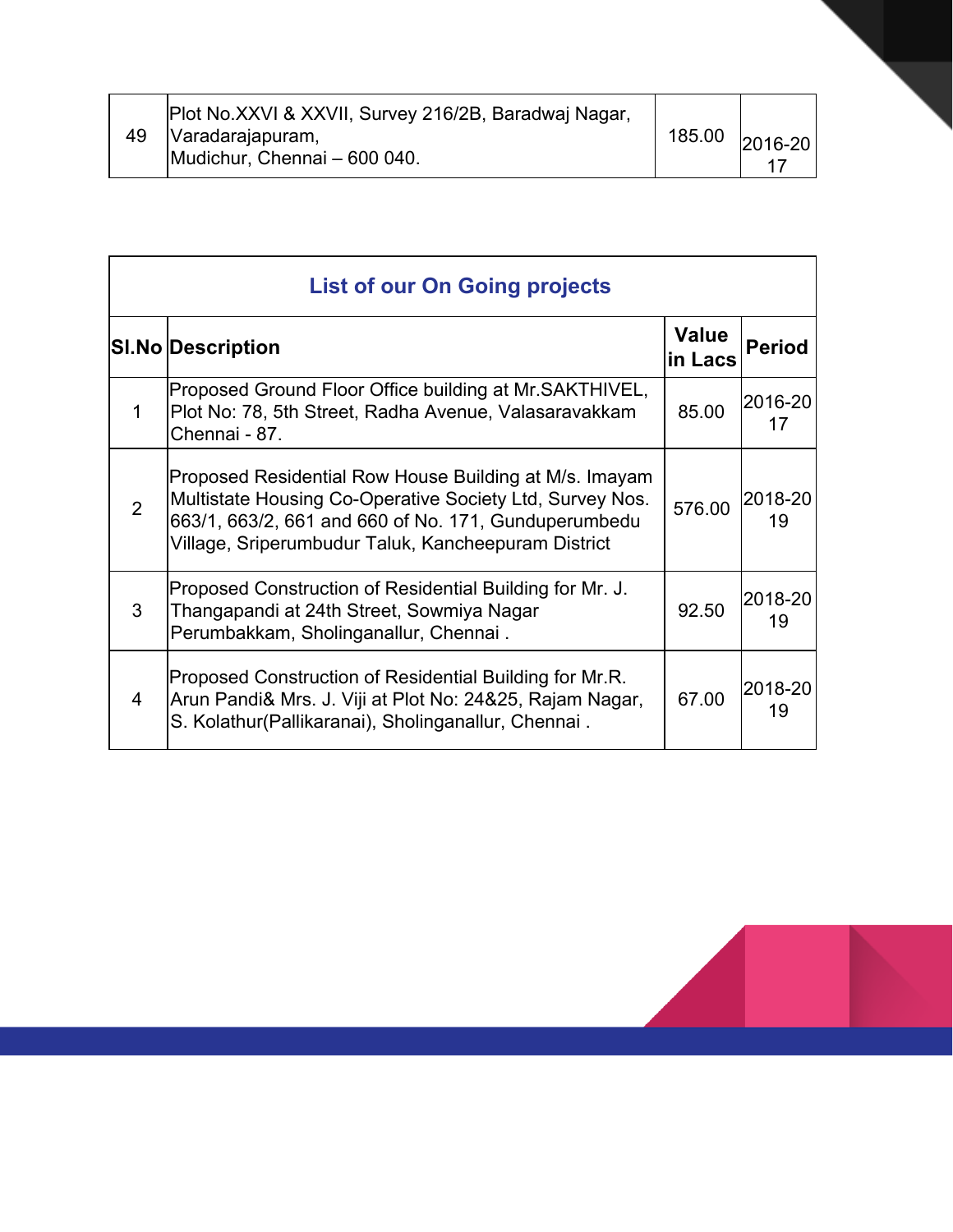| | | | |
|---|---|---|---|
| 49 | Plot No.XXVI & XXVII, Survey 216/2B, Baradwaj Nagar, Varadarajapuram, Mudichur, Chennai – 600 040. | 185.00 | 2016-2017 |

## List of our On Going projects

| Sl.No | Description | Value in Lacs | Period |
|---|---|---|---|
| 1 | Proposed Ground Floor Office building at Mr.SAKTHIVEL, Plot No: 78, 5th Street, Radha Avenue, Valasaravakkam Chennai - 87. | 85.00 | 2016-2017 |
| 2 | Proposed Residential Row House Building at M/s. Imayam Multistate Housing Co-Operative Society Ltd, Survey Nos. 663/1, 663/2, 661 and 660 of No. 171, Gunduperumbedu Village, Sriperumbudur Taluk, Kancheepuram District | 576.00 | 2018-2019 |
| 3 | Proposed Construction of Residential Building for Mr. J. Thangapandi at 24th Street, Sowmiya Nagar Perumbakkam, Sholinganallur, Chennai . | 92.50 | 2018-2019 |
| 4 | Proposed Construction of Residential Building for Mr.R. Arun Pandi& Mrs. J. Viji at Plot No: 24&25, Rajam Nagar, S. Kolathur(Pallikaranai), Sholinganallur, Chennai . | 67.00 | 2018-2019 |